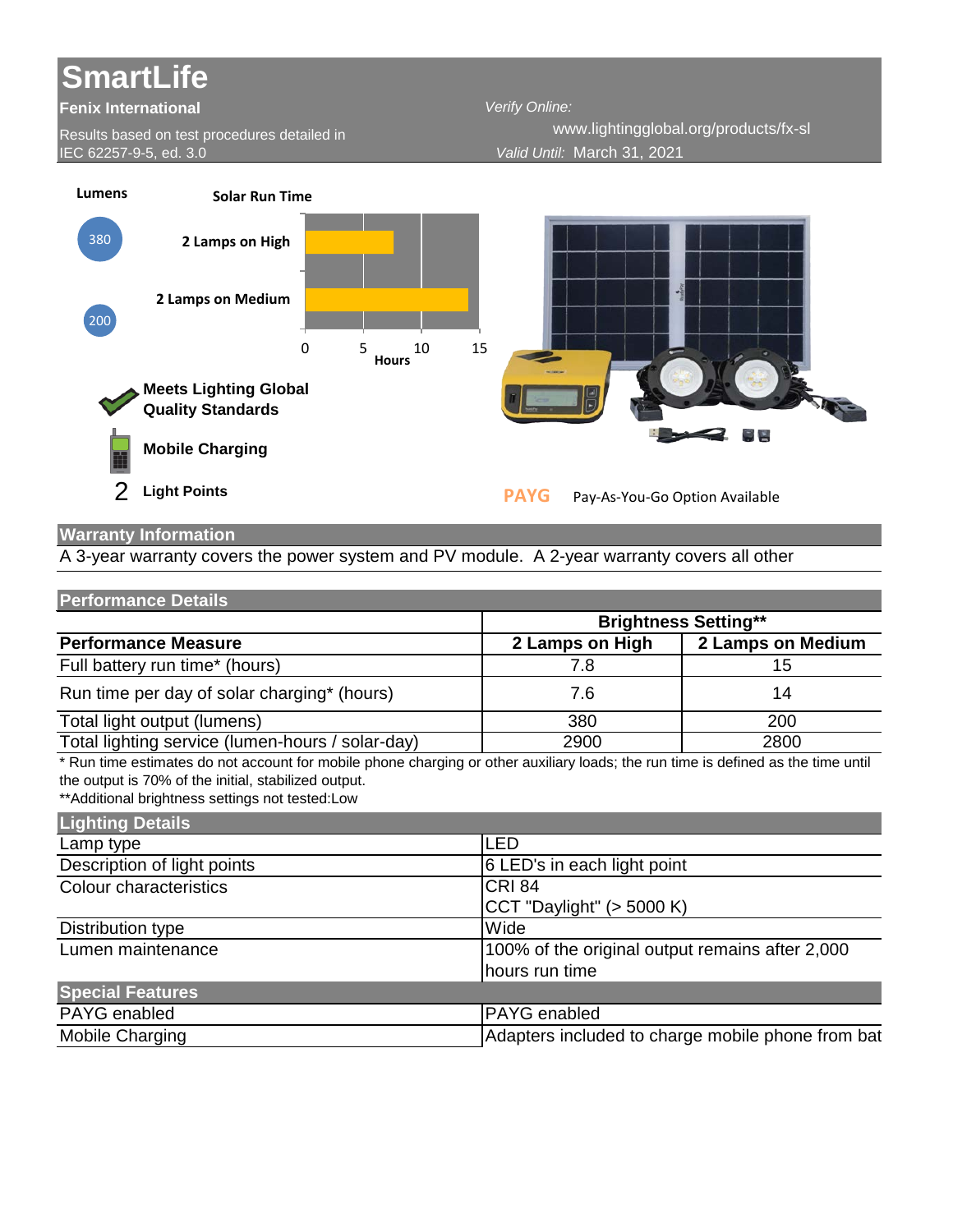# SmartLife

**Fenix International**

Results based on test procedures detailed in IEC 62257-9-5, ed. 3.0

*Verify Online:* www.lightingglobal.org/products/fx-sl

*Valid Until:* March 31, 2021

**Lumens**

380

200

**Solar Run Time**

**2 Lamps on High**

**2 Lamps on Medium**

0 5 10 15

**Hours**

**Meets Lighting Global Quality Standards**

**Mobile Charging**

2 **Light Points**

**PAYG** Pay-As-You-Go Option Available

## Warranty Information

A 3-year warranty covers the power system and PV module. A 2-year warranty covers all other

## Performance Details

| | Brightness Setting** | |
|---|---|---|
| **Performance Measure** | **2 Lamps on High** | **2 Lamps on Medium** |
| Full battery run time* (hours) | 7.8 | 15 |
| Run time per day of solar charging* (hours) | 7.6 | 14 |
| Total light output (lumens) | 380 | 200 |
| Total lighting service (lumen-hours / solar-day) | 2900 | 2800 |

* Run time estimates do not account for mobile phone charging or other auxiliary loads; the run time is defined as the time until the output is 70% of the initial, stabilized output.

**Additional brightness settings not tested:Low

## Lighting Details

| | |
|---|---|
| Lamp type | LED |
| Description of light points | 6 LED's in each light point |
| Colour characteristics | CRI 84<br>CCT "Daylight" (> 5000 K) |
| Distribution type | Wide |
| Lumen maintenance | 100% of the original output remains after 2,000 hours run time |

## Special Features

| | |
|---|---|
| PAYG enabled | PAYG enabled |
| Mobile Charging | Adapters included to charge mobile phone from bat |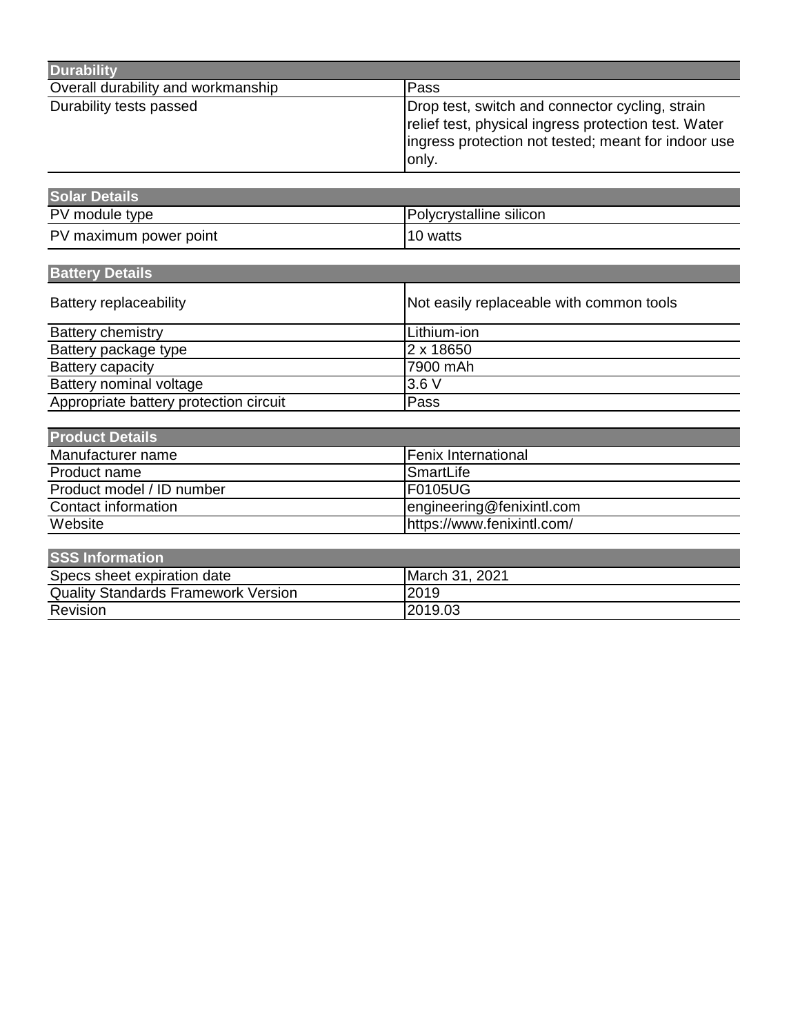| Durability | |
|---|---|
| Overall durability and workmanship | Pass |
| Durability tests passed | Drop test, switch and connector cycling, strain relief test, physical ingress protection test. Water ingress protection not tested; meant for indoor use only. |

| Solar Details | |
|---|---|
| PV module type | Polycrystalline silicon |
| PV maximum power point | 10 watts |

| Battery Details | |
|---|---|
| Battery replaceability | Not easily replaceable with common tools |
| Battery chemistry | Lithium-ion |
| Battery package type | 2 x 18650 |
| Battery capacity | 7900 mAh |
| Battery nominal voltage | 3.6 V |
| Appropriate battery protection circuit | Pass |

| Product Details | |
|---|---|
| Manufacturer name | Fenix International |
| Product name | SmartLife |
| Product model / ID number | F0105UG |
| Contact information | engineering@fenixintl.com |
| Website | https://www.fenixintl.com/ |

| SSS Information | |
|---|---|
| Specs sheet expiration date | March 31, 2021 |
| Quality Standards Framework Version | 2019 |
| Revision | 2019.03 |